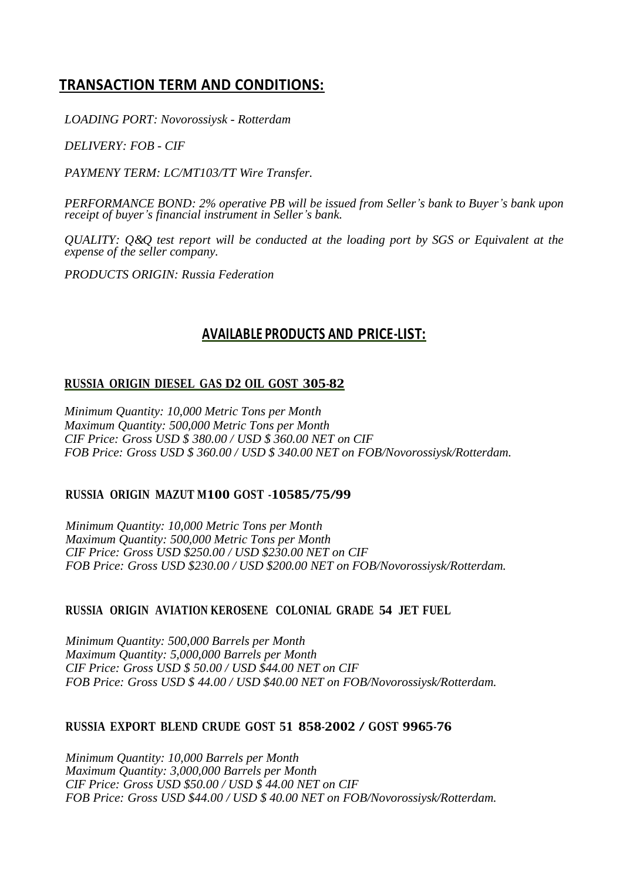## TRANSACTION TERM AND CONDITIONS:

*LOADING PORT: Novorossiysk - Rotterdam*

*DELIVERY: FOB - CIF*

*PAYMENY TERM: LC/MT103/TT Wire Transfer.*

*PERFORMANCE BOND: 2% operative PB will be issued from Seller's bank to Buyer's bank upon receipt of buyer's financial instrument in Seller's bank.*

*QUALITY: Q&Q test report will be conducted at the loading port by SGS or Equivalent at the expense of the seller company.*

*PRODUCTS ORIGIN: Russia Federation*

## AVAILABLE PRODUCTS AND PRICE-LIST:

### RUSSIA ORIGIN DIESEL GAS D2 OIL GOST 305-82

*Minimum Quantity: 10,000 Metric Tons per Month*
*Maximum Quantity: 500,000 Metric Tons per Month*
*CIF Price: Gross USD $ 380.00 / USD $ 360.00 NET on CIF*
*FOB Price: Gross USD $ 360.00 / USD $ 340.00 NET on FOB/Novorossiysk/Rotterdam.*

### RUSSIA ORIGIN MAZUT M100 GOST -10585/75/99

*Minimum Quantity: 10,000 Metric Tons per Month*
*Maximum Quantity: 500,000 Metric Tons per Month*
*CIF Price: Gross USD $250.00 / USD $230.00 NET on CIF*
*FOB Price: Gross USD $230.00 / USD $200.00 NET on FOB/Novorossiysk/Rotterdam.*

### RUSSIA ORIGIN AVIATION KEROSENE COLONIAL GRADE 54 JET FUEL

*Minimum Quantity: 500,000 Barrels per Month*
*Maximum Quantity: 5,000,000 Barrels per Month*
*CIF Price: Gross USD $ 50.00 / USD $44.00 NET on CIF*
*FOB Price: Gross USD $ 44.00 / USD $40.00 NET on FOB/Novorossiysk/Rotterdam.*

### RUSSIA EXPORT BLEND CRUDE GOST 51 858-2002 / GOST 9965-76

*Minimum Quantity: 10,000 Barrels per Month*
*Maximum Quantity: 3,000,000 Barrels per Month*
*CIF Price: Gross USD $50.00 / USD $ 44.00 NET on CIF*
*FOB Price: Gross USD $44.00 / USD $ 40.00 NET on FOB/Novorossiysk/Rotterdam.*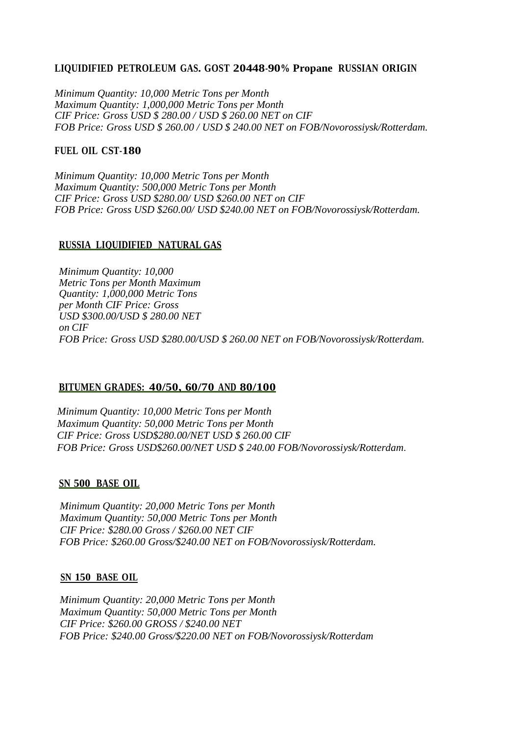**LIQUIDIFIED PETROLEUM GAS. GOST 20448-90% Propane RUSSIAN ORIGIN**

*Minimum Quantity: 10,000 Metric Tons per Month*
*Maximum Quantity: 1,000,000 Metric Tons per Month*
*CIF Price: Gross USD $ 280.00 / USD $ 260.00 NET on CIF*
*FOB Price: Gross USD $ 260.00 / USD $ 240.00 NET on FOB/Novorossiysk/Rotterdam.*

**FUEL OIL CST-180**

*Minimum Quantity: 10,000 Metric Tons per Month*
*Maximum Quantity: 500,000 Metric Tons per Month*
*CIF Price: Gross USD $280.00/ USD $260.00 NET on CIF*
*FOB Price: Gross USD $260.00/ USD $240.00 NET on FOB/Novorossiysk/Rotterdam.*

**RUSSIA LIQUIDIFIED NATURAL GAS**

*Minimum Quantity: 10,000*
*Metric Tons per Month Maximum*
*Quantity: 1,000,000 Metric Tons*
*per Month CIF Price: Gross*
*USD $300.00/USD $ 280.00 NET*
*on CIF*
*FOB Price: Gross USD $280.00/USD $ 260.00 NET on FOB/Novorossiysk/Rotterdam.*

**BITUMEN GRADES: 40/50, 60/70 AND 80/100**

*Minimum Quantity: 10,000 Metric Tons per Month*
*Maximum Quantity: 50,000 Metric Tons per Month*
*CIF Price: Gross USD$280.00/NET USD $ 260.00 CIF*
*FOB Price: Gross USD$260.00/NET USD $ 240.00 FOB/Novorossiysk/Rotterdam.*

**SN 500 BASE OIL**

*Minimum Quantity: 20,000 Metric Tons per Month*
*Maximum Quantity: 50,000 Metric Tons per Month*
*CIF Price: $280.00 Gross / $260.00 NET CIF*
*FOB Price: $260.00 Gross/$240.00 NET on FOB/Novorossiysk/Rotterdam.*

**SN 150 BASE OIL**

*Minimum Quantity: 20,000 Metric Tons per Month*
*Maximum Quantity: 50,000 Metric Tons per Month*
*CIF Price: $260.00 GROSS / $240.00 NET*
*FOB Price: $240.00 Gross/$220.00 NET on FOB/Novorossiysk/Rotterdam*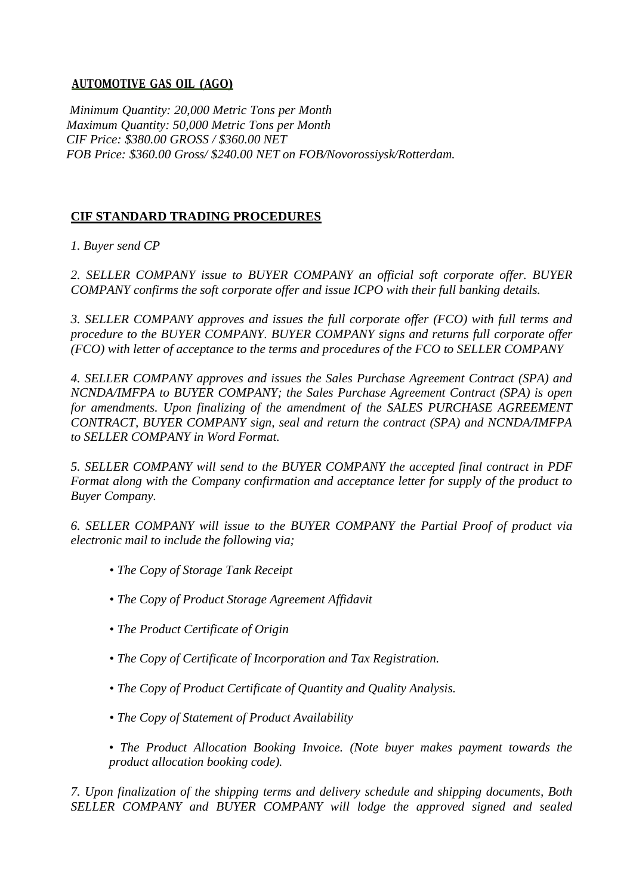**AUTOMOTIVE GAS OIL (AGO)**

*Minimum Quantity: 20,000 Metric Tons per Month*
*Maximum Quantity: 50,000 Metric Tons per Month*
*CIF Price: $380.00 GROSS / $360.00 NET*
*FOB Price: $360.00 Gross/ $240.00 NET on FOB/Novorossiysk/Rotterdam.*

**CIF STANDARD TRADING PROCEDURES**

*1. Buyer send CP*

*2. SELLER COMPANY issue to BUYER COMPANY an official soft corporate offer. BUYER COMPANY confirms the soft corporate offer and issue ICPO with their full banking details.*

*3. SELLER COMPANY approves and issues the full corporate offer (FCO) with full terms and procedure to the BUYER COMPANY. BUYER COMPANY signs and returns full corporate offer (FCO) with letter of acceptance to the terms and procedures of the FCO to SELLER COMPANY*

*4. SELLER COMPANY approves and issues the Sales Purchase Agreement Contract (SPA) and NCNDA/IMFPA to BUYER COMPANY; the Sales Purchase Agreement Contract (SPA) is open for amendments. Upon finalizing of the amendment of the SALES PURCHASE AGREEMENT CONTRACT, BUYER COMPANY sign, seal and return the contract (SPA) and NCNDA/IMFPA to SELLER COMPANY in Word Format.*

*5. SELLER COMPANY will send to the BUYER COMPANY the accepted final contract in PDF Format along with the Company confirmation and acceptance letter for supply of the product to Buyer Company.*

*6. SELLER COMPANY will issue to the BUYER COMPANY the Partial Proof of product via electronic mail to include the following via;*

- *The Copy of Storage Tank Receipt*
- *The Copy of Product Storage Agreement Affidavit*
- *The Product Certificate of Origin*
- *The Copy of Certificate of Incorporation and Tax Registration.*
- *The Copy of Product Certificate of Quantity and Quality Analysis.*
- *The Copy of Statement of Product Availability*
- *The Product Allocation Booking Invoice. (Note buyer makes payment towards the product allocation booking code).*

*7. Upon finalization of the shipping terms and delivery schedule and shipping documents, Both SELLER COMPANY and BUYER COMPANY will lodge the approved signed and sealed*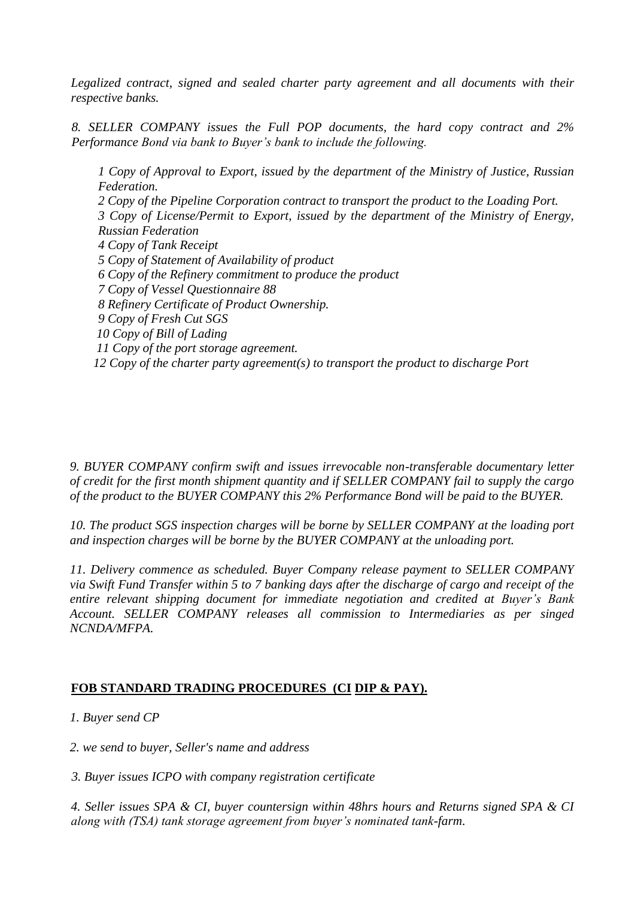*Legalized contract, signed and sealed charter party agreement and all documents with their respective banks.*

*8. SELLER COMPANY issues the Full POP documents, the hard copy contract and 2% Performance Bond via bank to Buyer's bank to include the following.*

> *1 Copy of Approval to Export, issued by the department of the Ministry of Justice, Russian Federation.*
> *2 Copy of the Pipeline Corporation contract to transport the product to the Loading Port.*
> *3 Copy of License/Permit to Export, issued by the department of the Ministry of Energy, Russian Federation*
> *4 Copy of Tank Receipt*
> *5 Copy of Statement of Availability of product*
> *6 Copy of the Refinery commitment to produce the product*
> *7 Copy of Vessel Questionnaire 88*
> *8 Refinery Certificate of Product Ownership.*
> *9 Copy of Fresh Cut SGS*
> *10 Copy of Bill of Lading*
> *11 Copy of the port storage agreement.*
> *12 Copy of the charter party agreement(s) to transport the product to discharge Port*

*9. BUYER COMPANY confirm swift and issues irrevocable non-transferable documentary letter of credit for the first month shipment quantity and if SELLER COMPANY fail to supply the cargo of the product to the BUYER COMPANY this 2% Performance Bond will be paid to the BUYER.*

*10. The product SGS inspection charges will be borne by SELLER COMPANY at the loading port and inspection charges will be borne by the BUYER COMPANY at the unloading port.*

*11. Delivery commence as scheduled. Buyer Company release payment to SELLER COMPANY via Swift Fund Transfer within 5 to 7 banking days after the discharge of cargo and receipt of the entire relevant shipping document for immediate negotiation and credited at Buyer's Bank Account. SELLER COMPANY releases all commission to Intermediaries as per singed NCNDA/MFPA.*

## FOB STANDARD TRADING PROCEDURES (CI DIP & PAY).

*1. Buyer send CP*

*2. we send to buyer, Seller's name and address*

*3. Buyer issues ICPO with company registration certificate*

*4. Seller issues SPA & CI, buyer countersign within 48hrs hours and Returns signed SPA & CI along with (TSA) tank storage agreement from buyer's nominated tank-farm.*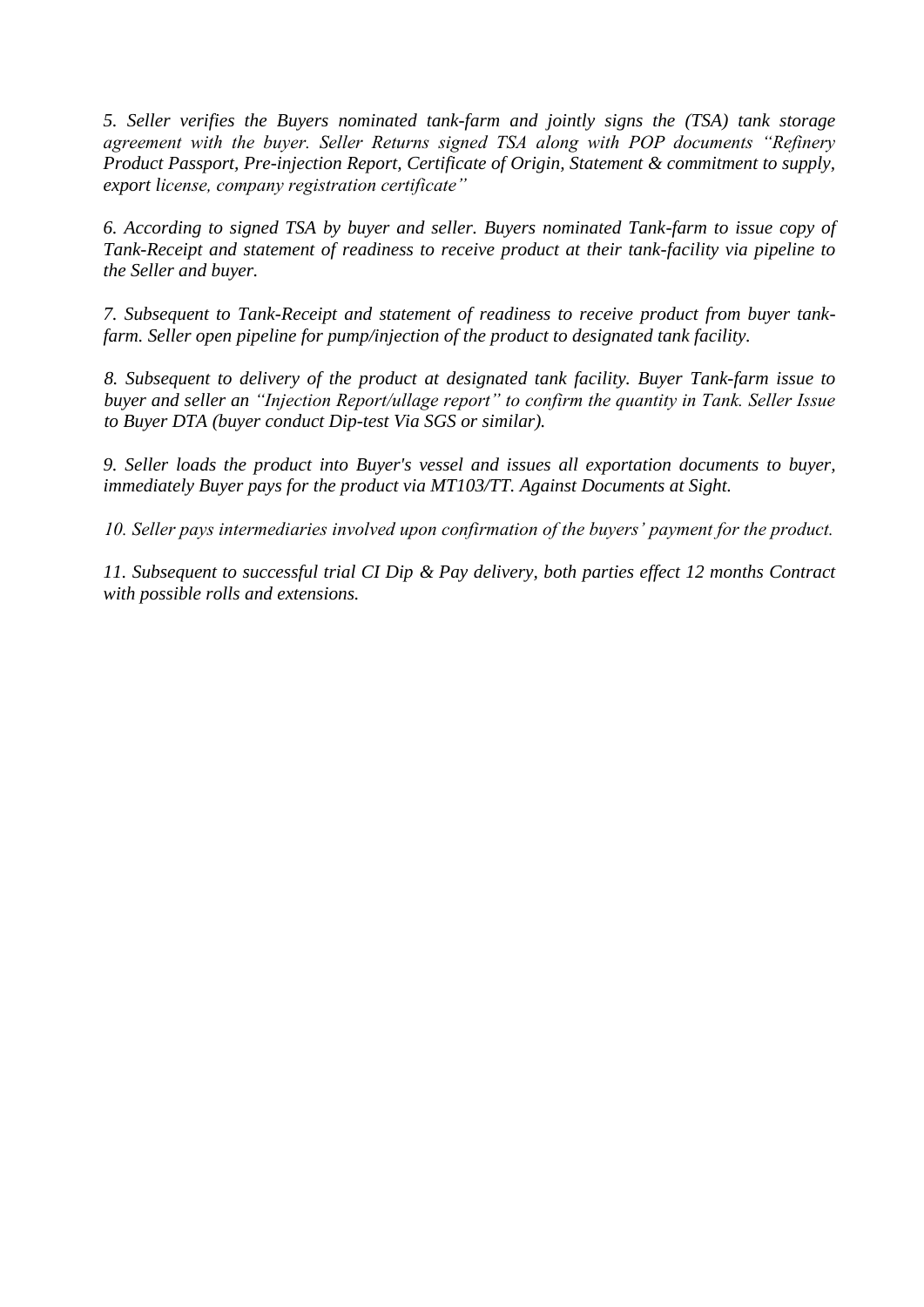*5. Seller verifies the Buyers nominated tank-farm and jointly signs the (TSA) tank storage agreement with the buyer. Seller Returns signed TSA along with POP documents "Refinery Product Passport, Pre-injection Report, Certificate of Origin, Statement & commitment to supply, export license, company registration certificate"*

*6. According to signed TSA by buyer and seller. Buyers nominated Tank-farm to issue copy of Tank-Receipt and statement of readiness to receive product at their tank-facility via pipeline to the Seller and buyer.*

*7. Subsequent to Tank-Receipt and statement of readiness to receive product from buyer tank-farm. Seller open pipeline for pump/injection of the product to designated tank facility.*

*8. Subsequent to delivery of the product at designated tank facility. Buyer Tank-farm issue to buyer and seller an "Injection Report/ullage report" to confirm the quantity in Tank. Seller Issue to Buyer DTA (buyer conduct Dip-test Via SGS or similar).*

*9. Seller loads the product into Buyer's vessel and issues all exportation documents to buyer, immediately Buyer pays for the product via MT103/TT. Against Documents at Sight.*

*10. Seller pays intermediaries involved upon confirmation of the buyers' payment for the product.*

*11. Subsequent to successful trial CI Dip & Pay delivery, both parties effect 12 months Contract with possible rolls and extensions.*